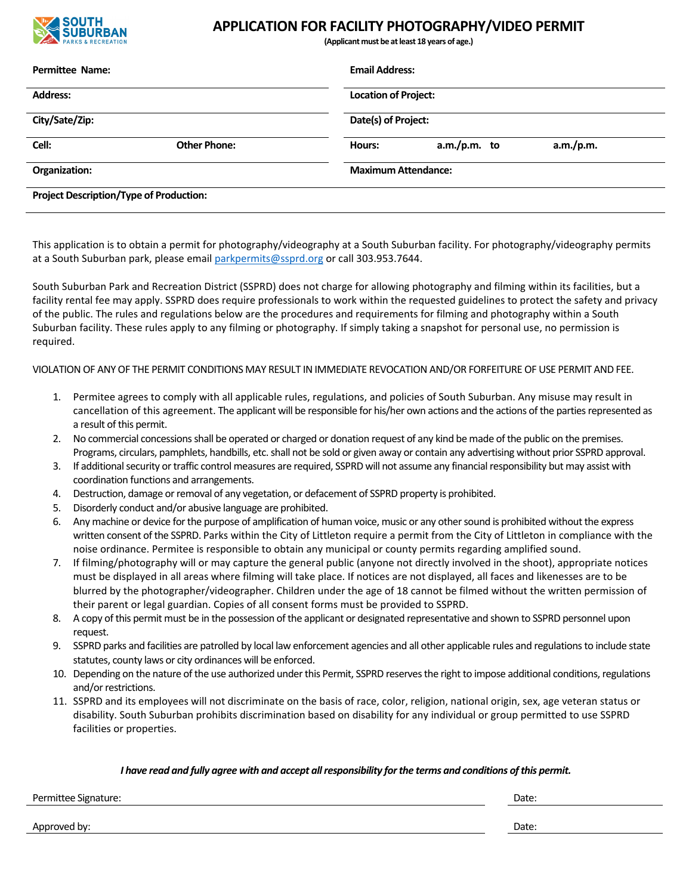# APPLICATION FOR FACILITY PHOTOGRAPHY/VIDEO PERMIT

**(Applicant must be at least 18 years of age.)**

| | |
|---|---|
| **Permittee Name:** | **Email Address:** |
| **Address:** | **Location of Project:** |
| **City/Sate/Zip:** | **Date(s) of Project:** |
| **Cell:** **Other Phone:** | **Hours:** a.m./p.m. to a.m./p.m. |
| **Organization:** | **Maximum Attendance:** |
| **Project Description/Type of Production:** | |

This application is to obtain a permit for photography/videography at a South Suburban facility. For photography/videography permits at a South Suburban park, please email parkpermits@ssprd.org or call 303.953.7644.

South Suburban Park and Recreation District (SSPRD) does not charge for allowing photography and filming within its facilities, but a facility rental fee may apply. SSPRD does require professionals to work within the requested guidelines to protect the safety and privacy of the public. The rules and regulations below are the procedures and requirements for filming and photography within a South Suburban facility. These rules apply to any filming or photography. If simply taking a snapshot for personal use, no permission is required.

VIOLATION OF ANY OF THE PERMIT CONDITIONS MAY RESULT IN IMMEDIATE REVOCATION AND/OR FORFEITURE OF USE PERMIT AND FEE.

1. Permitee agrees to comply with all applicable rules, regulations, and policies of South Suburban. Any misuse may result in cancellation of this agreement. The applicant will be responsible for his/her own actions and the actions of the parties represented as a result of this permit.
2. No commercial concessions shall be operated or charged or donation request of any kind be made of the public on the premises. Programs, circulars, pamphlets, handbills, etc. shall not be sold or given away or contain any advertising without prior SSPRD approval.
3. If additional security or traffic control measures are required, SSPRD will not assume any financial responsibility but may assist with coordination functions and arrangements.
4. Destruction, damage or removal of any vegetation, or defacement of SSPRD property is prohibited.
5. Disorderly conduct and/or abusive language are prohibited.
6. Any machine or device for the purpose of amplification of human voice, music or any other sound is prohibited without the express written consent of the SSPRD. Parks within the City of Littleton require a permit from the City of Littleton in compliance with the noise ordinance. Permitee is responsible to obtain any municipal or county permits regarding amplified sound.
7. If filming/photography will or may capture the general public (anyone not directly involved in the shoot), appropriate notices must be displayed in all areas where filming will take place. If notices are not displayed, all faces and likenesses are to be blurred by the photographer/videographer. Children under the age of 18 cannot be filmed without the written permission of their parent or legal guardian. Copies of all consent forms must be provided to SSPRD.
8. A copy of this permit must be in the possession of the applicant or designated representative and shown to SSPRD personnel upon request.
9. SSPRD parks and facilities are patrolled by local law enforcement agencies and all other applicable rules and regulations to include state statutes, county laws or city ordinances will be enforced.
10. Depending on the nature of the use authorized under this Permit, SSPRD reserves the right to impose additional conditions, regulations and/or restrictions.
11. SSPRD and its employees will not discriminate on the basis of race, color, religion, national origin, sex, age veteran status or disability. South Suburban prohibits discrimination based on disability for any individual or group permitted to use SSPRD facilities or properties.

***I have read and fully agree with and accept all responsibility for the terms and conditions of this permit.***

Permittee Signature: ______________________ Date: __________

Approved by: ______________________ Date: __________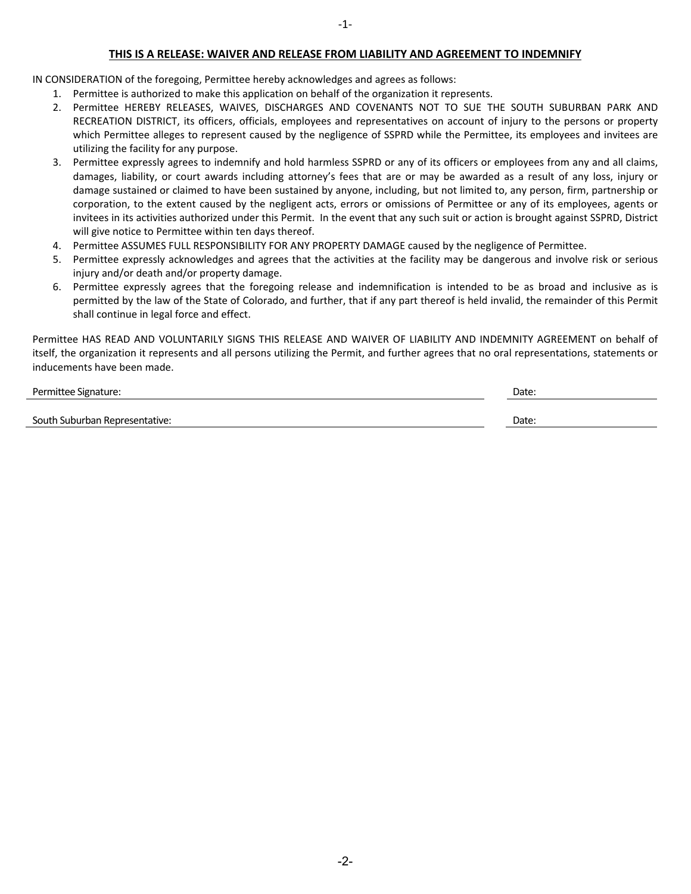**THIS IS A RELEASE: WAIVER AND RELEASE FROM LIABILITY AND AGREEMENT TO INDEMNIFY**

IN CONSIDERATION of the foregoing, Permittee hereby acknowledges and agrees as follows:

1. Permittee is authorized to make this application on behalf of the organization it represents.
2. Permittee HEREBY RELEASES, WAIVES, DISCHARGES AND COVENANTS NOT TO SUE THE SOUTH SUBURBAN PARK AND RECREATION DISTRICT, its officers, officials, employees and representatives on account of injury to the persons or property which Permittee alleges to represent caused by the negligence of SSPRD while the Permittee, its employees and invitees are utilizing the facility for any purpose.
3. Permittee expressly agrees to indemnify and hold harmless SSPRD or any of its officers or employees from any and all claims, damages, liability, or court awards including attorney's fees that are or may be awarded as a result of any loss, injury or damage sustained or claimed to have been sustained by anyone, including, but not limited to, any person, firm, partnership or corporation, to the extent caused by the negligent acts, errors or omissions of Permittee or any of its employees, agents or invitees in its activities authorized under this Permit. In the event that any such suit or action is brought against SSPRD, District will give notice to Permittee within ten days thereof.
4. Permittee ASSUMES FULL RESPONSIBILITY FOR ANY PROPERTY DAMAGE caused by the negligence of Permittee.
5. Permittee expressly acknowledges and agrees that the activities at the facility may be dangerous and involve risk or serious injury and/or death and/or property damage.
6. Permittee expressly agrees that the foregoing release and indemnification is intended to be as broad and inclusive as is permitted by the law of the State of Colorado, and further, that if any part thereof is held invalid, the remainder of this Permit shall continue in legal force and effect.

Permittee HAS READ AND VOLUNTARILY SIGNS THIS RELEASE AND WAIVER OF LIABILITY AND INDEMNITY AGREEMENT on behalf of itself, the organization it represents and all persons utilizing the Permit, and further agrees that no oral representations, statements or inducements have been made.

Permittee Signature: ______________________________ Date: ____________

South Suburban Representative: ______________________________ Date: ____________